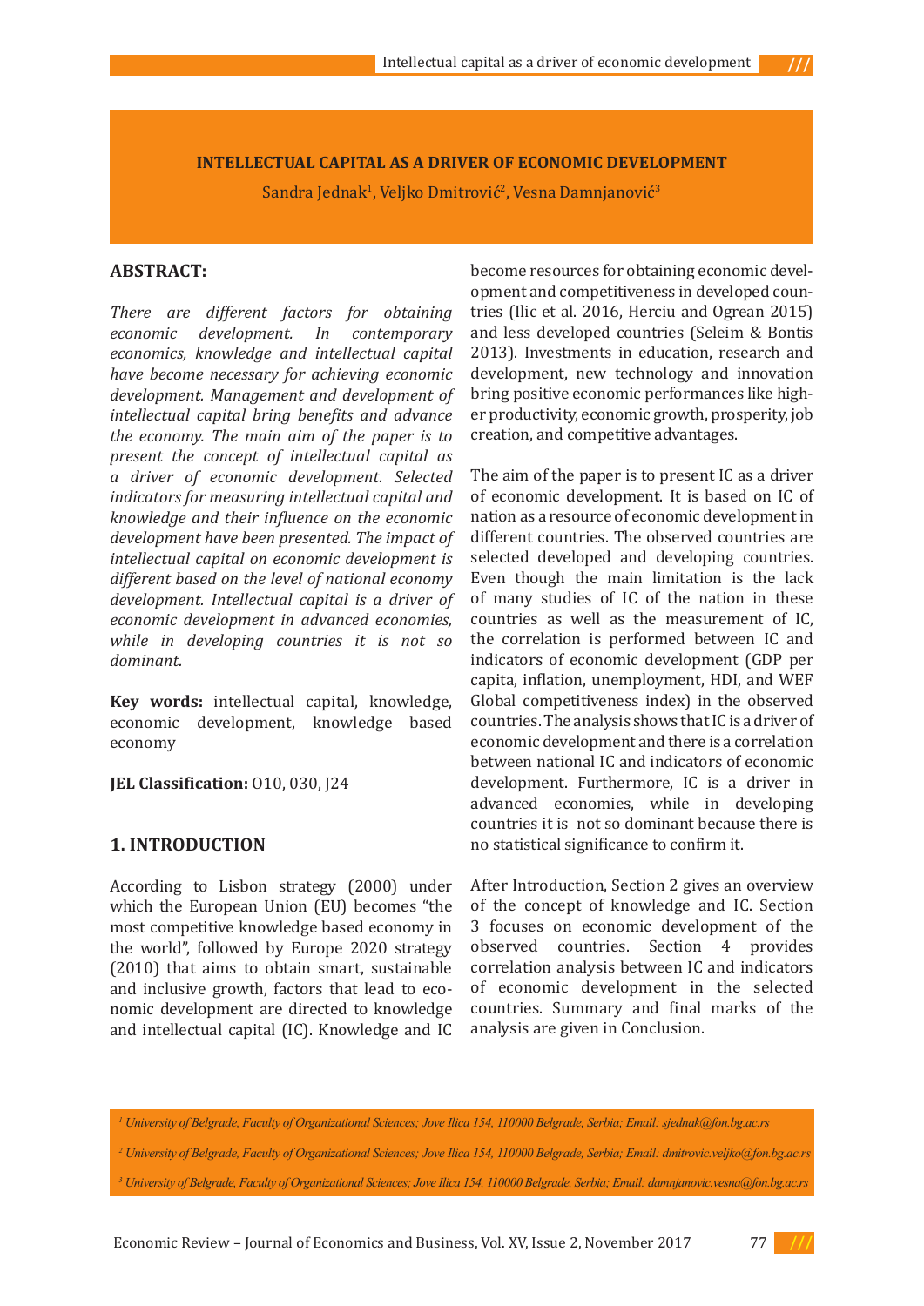# INTELLECTUAL CAPITAL AS A DRIVER OF ECONOMIC DEVELOPMENT

Sandra Jednak[1], Veljko Dmitrović[2], Vesna Damnjanović[3]

## ABSTRACT:

*There are different factors for obtaining economic development. In contemporary economics, knowledge and intellectual capital have become necessary for achieving economic development. Management and development of intellectual capital bring benefits and advance the economy. The main aim of the paper is to present the concept of intellectual capital as a driver of economic development. Selected indicators for measuring intellectual capital and knowledge and their influence on the economic development have been presented. The impact of intellectual capital on economic development is different based on the level of national economy development. Intellectual capital is a driver of economic development in advanced economies, while in developing countries it is not so dominant.*

**Key words:** intellectual capital, knowledge, economic development, knowledge based economy

**JEL Classification:** O10, O30, J24

## 1. INTRODUCTION

According to Lisbon strategy (2000) under which the European Union (EU) becomes "the most competitive knowledge based economy in the world", followed by Europe 2020 strategy (2010) that aims to obtain smart, sustainable and inclusive growth, factors that lead to economic development are directed to knowledge and intellectual capital (IC). Knowledge and IC become resources for obtaining economic development and competitiveness in developed countries (Ilic et al. 2016, Herciu and Ogrean 2015) and less developed countries (Seleim & Bontis 2013). Investments in education, research and development, new technology and innovation bring positive economic performances like higher productivity, economic growth, prosperity, job creation, and competitive advantages.

The aim of the paper is to present IC as a driver of economic development. It is based on IC of nation as a resource of economic development in different countries. The observed countries are selected developed and developing countries. Even though the main limitation is the lack of many studies of IC of the nation in these countries as well as the measurement of IC, the correlation is performed between IC and indicators of economic development (GDP per capita, inflation, unemployment, HDI, and WEF Global competitiveness index) in the observed countries. The analysis shows that IC is a driver of economic development and there is a correlation between national IC and indicators of economic development. Furthermore, IC is a driver in advanced economies, while in developing countries it is not so dominant because there is no statistical significance to confirm it.

After Introduction, Section 2 gives an overview of the concept of knowledge and IC. Section 3 focuses on economic development of the observed countries. Section 4 provides correlation analysis between IC and indicators of economic development in the selected countries. Summary and final marks of the analysis are given in Conclusion.

---

[1] *University of Belgrade, Faculty of Organizational Sciences; Jove Ilica 154, 110000 Belgrade, Serbia; Email: sjednak@fon.bg.ac.rs*

[2] *University of Belgrade, Faculty of Organizational Sciences; Jove Ilica 154, 110000 Belgrade, Serbia; Email: dmitrovic.veljko@fon.bg.ac.rs*

[3] *University of Belgrade, Faculty of Organizational Sciences; Jove Ilica 154, 110000 Belgrade, Serbia; Email: damnjanovic.vesna@fon.bg.ac.rs*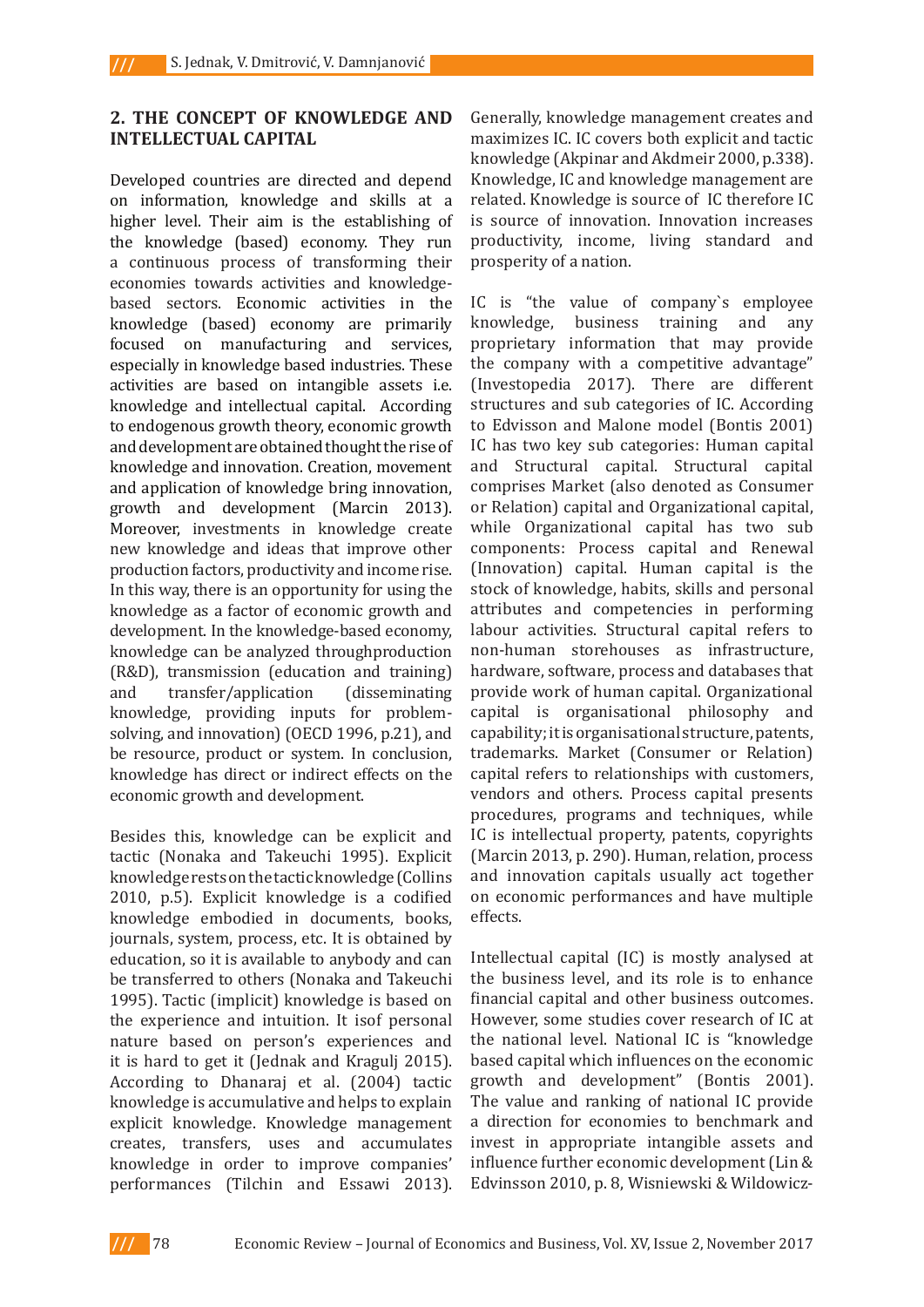## 2. THE CONCEPT OF KNOWLEDGE AND INTELLECTUAL CAPITAL

Developed countries are directed and depend on information, knowledge and skills at a higher level. Their aim is the establishing of the knowledge (based) economy. They run a continuous process of transforming their economies towards activities and knowledge-based sectors. Economic activities in the knowledge (based) economy are primarily focused on manufacturing and services, especially in knowledge based industries. These activities are based on intangible assets i.e. knowledge and intellectual capital. According to endogenous growth theory, economic growth and development are obtained thought the rise of knowledge and innovation. Creation, movement and application of knowledge bring innovation, growth and development (Marcin 2013). Moreover, investments in knowledge create new knowledge and ideas that improve other production factors, productivity and income rise. In this way, there is an opportunity for using the knowledge as a factor of economic growth and development. In the knowledge-based economy, knowledge can be analyzed throughproduction (R&D), transmission (education and training) and transfer/application (disseminating knowledge, providing inputs for problem-solving, and innovation) (OECD 1996, p.21), and be resource, product or system. In conclusion, knowledge has direct or indirect effects on the economic growth and development.

Besides this, knowledge can be explicit and tactic (Nonaka and Takeuchi 1995). Explicit knowledge rests on the tactic knowledge (Collins 2010, p.5). Explicit knowledge is a codified knowledge embodied in documents, books, journals, system, process, etc. It is obtained by education, so it is available to anybody and can be transferred to others (Nonaka and Takeuchi 1995). Tactic (implicit) knowledge is based on the experience and intuition. It isof personal nature based on person's experiences and it is hard to get it (Jednak and Kragulj 2015). According to Dhanaraj et al. (2004) tactic knowledge is accumulative and helps to explain explicit knowledge. Knowledge management creates, transfers, uses and accumulates knowledge in order to improve companies' performances (Tilchin and Essawi 2013). Generally, knowledge management creates and maximizes IC. IC covers both explicit and tactic knowledge (Akpinar and Akdmeir 2000, p.338). Knowledge, IC and knowledge management are related. Knowledge is source of IC therefore IC is source of innovation. Innovation increases productivity, income, living standard and prosperity of a nation.

IC is "the value of company`s employee knowledge, business training and any proprietary information that may provide the company with a competitive advantage" (Investopedia 2017). There are different structures and sub categories of IC. According to Edvisson and Malone model (Bontis 2001) IC has two key sub categories: Human capital and Structural capital. Structural capital comprises Market (also denoted as Consumer or Relation) capital and Organizational capital, while Organizational capital has two sub components: Process capital and Renewal (Innovation) capital. Human capital is the stock of knowledge, habits, skills and personal attributes and competencies in performing labour activities. Structural capital refers to non-human storehouses as infrastructure, hardware, software, process and databases that provide work of human capital. Organizational capital is organisational philosophy and capability; it is organisational structure, patents, trademarks. Market (Consumer or Relation) capital refers to relationships with customers, vendors and others. Process capital presents procedures, programs and techniques, while IC is intellectual property, patents, copyrights (Marcin 2013, p. 290). Human, relation, process and innovation capitals usually act together on economic performances and have multiple effects.

Intellectual capital (IC) is mostly analysed at the business level, and its role is to enhance financial capital and other business outcomes. However, some studies cover research of IC at the national level. National IC is "knowledge based capital which influences on the economic growth and development" (Bontis 2001). The value and ranking of national IC provide a direction for economies to benchmark and invest in appropriate intangible assets and influence further economic development (Lin & Edvinsson 2010, p. 8, Wisniewski & Wildowicz-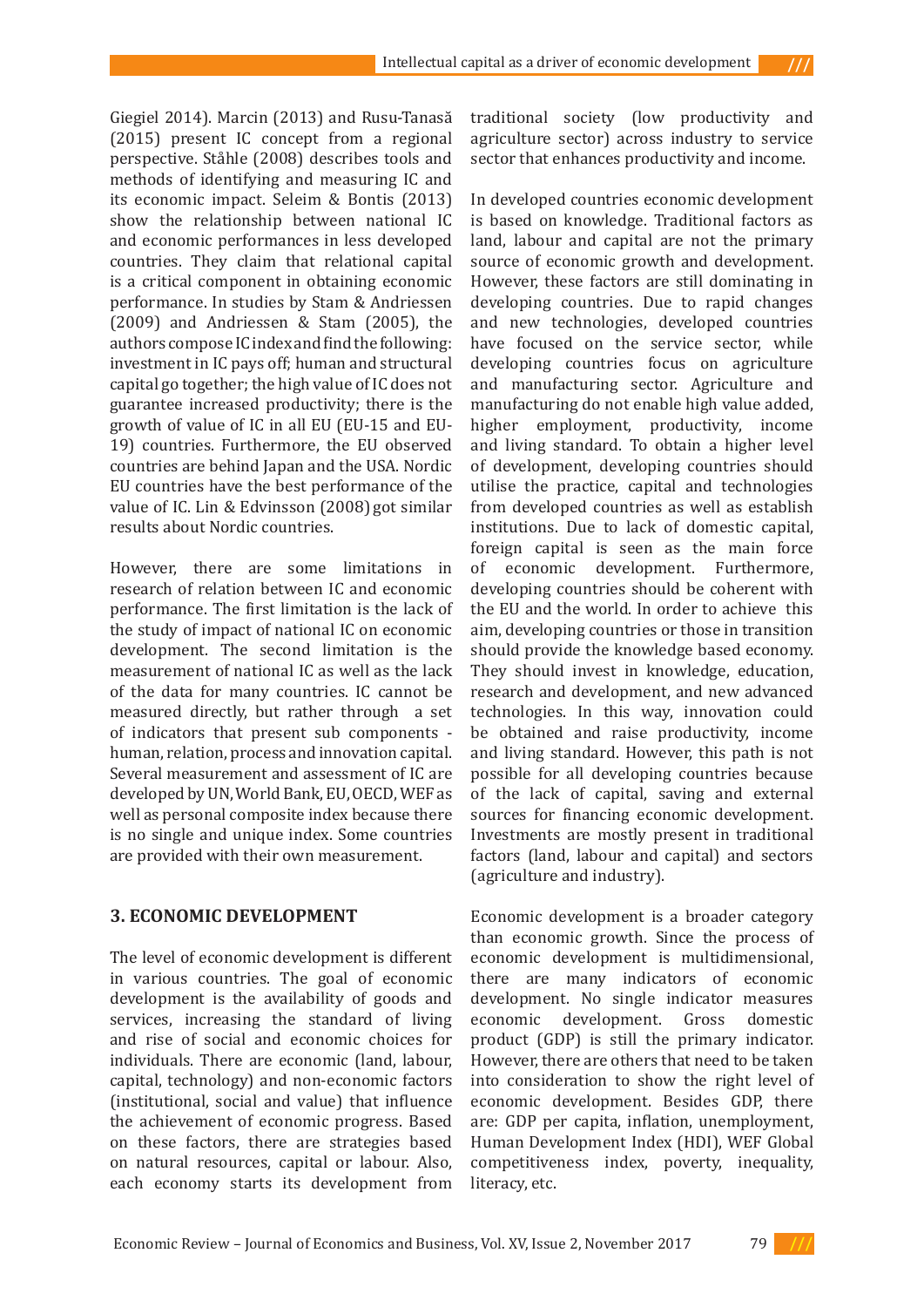Giegiel 2014). Marcin (2013) and Rusu-Tanasă (2015) present IC concept from a regional perspective. Ståhle (2008) describes tools and methods of identifying and measuring IC and its economic impact. Seleim & Bontis (2013) show the relationship between national IC and economic performances in less developed countries. They claim that relational capital is a critical component in obtaining economic performance. In studies by Stam & Andriessen (2009) and Andriessen & Stam (2005), the authors compose IC index and find the following: investment in IC pays off; human and structural capital go together; the high value of IC does not guarantee increased productivity; there is the growth of value of IC in all EU (EU-15 and EU-19) countries. Furthermore, the EU observed countries are behind Japan and the USA. Nordic EU countries have the best performance of the value of IC. Lin & Edvinsson (2008) got similar results about Nordic countries.

However, there are some limitations in research of relation between IC and economic performance. The first limitation is the lack of the study of impact of national IC on economic development. The second limitation is the measurement of national IC as well as the lack of the data for many countries. IC cannot be measured directly, but rather through a set of indicators that present sub components - human, relation, process and innovation capital. Several measurement and assessment of IC are developed by UN, World Bank, EU, OECD, WEF as well as personal composite index because there is no single and unique index. Some countries are provided with their own measurement.

## 3. ECONOMIC DEVELOPMENT

The level of economic development is different in various countries. The goal of economic development is the availability of goods and services, increasing the standard of living and rise of social and economic choices for individuals. There are economic (land, labour, capital, technology) and non-economic factors (institutional, social and value) that influence the achievement of economic progress. Based on these factors, there are strategies based on natural resources, capital or labour. Also, each economy starts its development from traditional society (low productivity and agriculture sector) across industry to service sector that enhances productivity and income.

In developed countries economic development is based on knowledge. Traditional factors as land, labour and capital are not the primary source of economic growth and development. However, these factors are still dominating in developing countries. Due to rapid changes and new technologies, developed countries have focused on the service sector, while developing countries focus on agriculture and manufacturing sector. Agriculture and manufacturing do not enable high value added, higher employment, productivity, income and living standard. To obtain a higher level of development, developing countries should utilise the practice, capital and technologies from developed countries as well as establish institutions. Due to lack of domestic capital, foreign capital is seen as the main force of economic development. Furthermore, developing countries should be coherent with the EU and the world. In order to achieve this aim, developing countries or those in transition should provide the knowledge based economy. They should invest in knowledge, education, research and development, and new advanced technologies. In this way, innovation could be obtained and raise productivity, income and living standard. However, this path is not possible for all developing countries because of the lack of capital, saving and external sources for financing economic development. Investments are mostly present in traditional factors (land, labour and capital) and sectors (agriculture and industry).

Economic development is a broader category than economic growth. Since the process of economic development is multidimensional, there are many indicators of economic development. No single indicator measures economic development. Gross domestic product (GDP) is still the primary indicator. However, there are others that need to be taken into consideration to show the right level of economic development. Besides GDP, there are: GDP per capita, inflation, unemployment, Human Development Index (HDI), WEF Global competitiveness index, poverty, inequality, literacy, etc.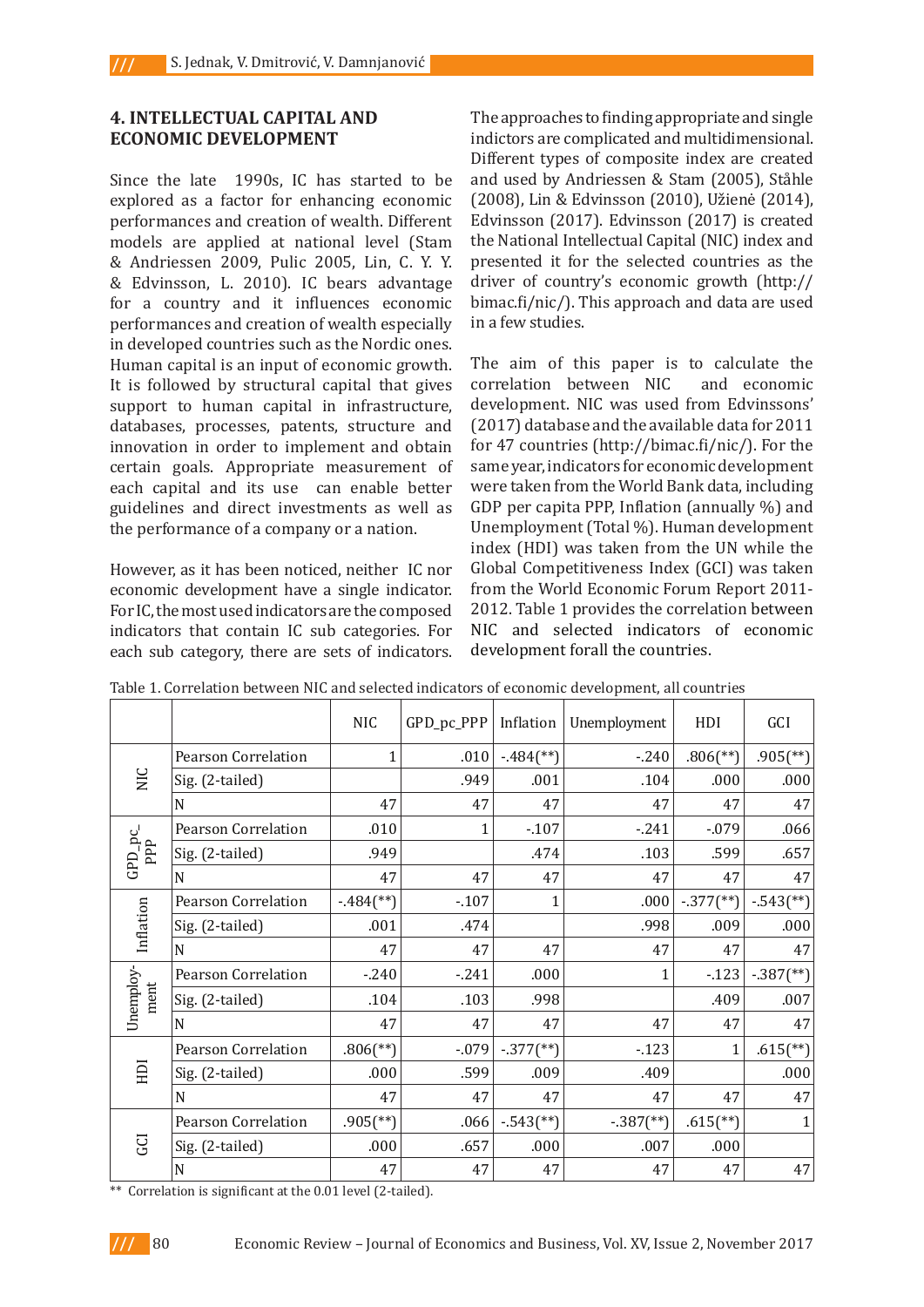## 4. INTELLECTUAL CAPITAL AND ECONOMIC DEVELOPMENT

Since the late 1990s, IC has started to be explored as a factor for enhancing economic performances and creation of wealth. Different models are applied at national level (Stam & Andriessen 2009, Pulic 2005, Lin, C. Y. Y. & Edvinsson, L. 2010). IC bears advantage for a country and it influences economic performances and creation of wealth especially in developed countries such as the Nordic ones. Human capital is an input of economic growth. It is followed by structural capital that gives support to human capital in infrastructure, databases, processes, patents, structure and innovation in order to implement and obtain certain goals. Appropriate measurement of each capital and its use can enable better guidelines and direct investments as well as the performance of a company or a nation.

However, as it has been noticed, neither IC nor economic development have a single indicator. For IC, the most used indicators are the composed indicators that contain IC sub categories. For each sub category, there are sets of indicators. The approaches to finding appropriate and single indictors are complicated and multidimensional. Different types of composite index are created and used by Andriessen & Stam (2005), Ståhle (2008), Lin & Edvinsson (2010), Užienė (2014), Edvinsson (2017). Edvinsson (2017) is created the National Intellectual Capital (NIC) index and presented it for the selected countries as the driver of country's economic growth (http://bimac.fi/nic/). This approach and data are used in a few studies.

The aim of this paper is to calculate the correlation between NIC and economic development. NIC was used from Edvinssons' (2017) database and the available data for 2011 for 47 countries (http://bimac.fi/nic/). For the same year, indicators for economic development were taken from the World Bank data, including GDP per capita PPP, Inflation (annually %) and Unemployment (Total %). Human development index (HDI) was taken from the UN while the Global Competitiveness Index (GCI) was taken from the World Economic Forum Report 2011-2012. Table 1 provides the correlation between NIC and selected indicators of economic development forall the countries.

Table 1. Correlation between NIC and selected indicators of economic development, all countries

| | | NIC | GPD_pc_PPP | Inflation | Unemployment | HDI | GCI |
|---|---|---|---|---|---|---|---|
| NIC | Pearson Correlation | 1 | .010 | -.484(**) | -.240 | .806(**) | .905(**) |
| | Sig. (2-tailed) | | .949 | .001 | .104 | .000 | .000 |
| | N | 47 | 47 | 47 | 47 | 47 | 47 |
| GPD_pc_PPP | Pearson Correlation | .010 | 1 | -.107 | -.241 | -.079 | .066 |
| | Sig. (2-tailed) | .949 | | .474 | .103 | .599 | .657 |
| | N | 47 | 47 | 47 | 47 | 47 | 47 |
| Inflation | Pearson Correlation | -.484(**) | -.107 | 1 | .000 | -.377(**) | -.543(**) |
| | Sig. (2-tailed) | .001 | .474 | | .998 | .009 | .000 |
| | N | 47 | 47 | 47 | 47 | 47 | 47 |
| Unemployment | Pearson Correlation | -.240 | -.241 | .000 | 1 | -.123 | -.387(**) |
| | Sig. (2-tailed) | .104 | .103 | .998 | | .409 | .007 |
| | N | 47 | 47 | 47 | 47 | 47 | 47 |
| HDI | Pearson Correlation | .806(**) | -.079 | -.377(**) | -.123 | 1 | .615(**) |
| | Sig. (2-tailed) | .000 | .599 | .009 | .409 | | .000 |
| | N | 47 | 47 | 47 | 47 | 47 | 47 |
| GCI | Pearson Correlation | .905(**) | .066 | -.543(**) | -.387(**) | .615(**) | 1 |
| | Sig. (2-tailed) | .000 | .657 | .000 | .007 | .000 | |
| | N | 47 | 47 | 47 | 47 | 47 | 47 |

** Correlation is significant at the 0.01 level (2-tailed).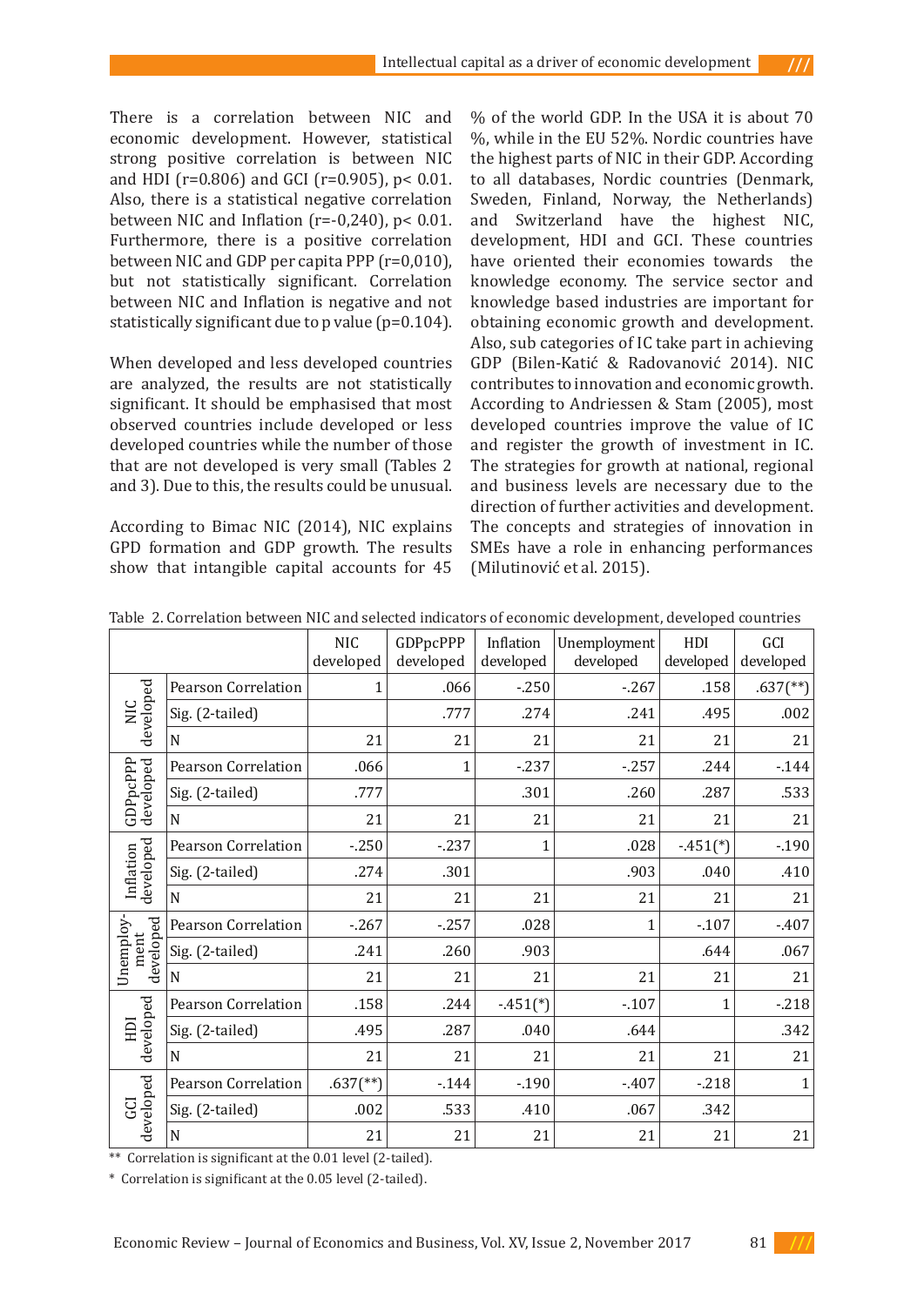There is a correlation between NIC and economic development. However, statistical strong positive correlation is between NIC and HDI ($r=0.806$) and GCI ($r=0.905$), $p< 0.01$. Also, there is a statistical negative correlation between NIC and Inflation ($r=-0,240$), $p< 0.01$. Furthermore, there is a positive correlation between NIC and GDP per capita PPP ($r=0,010$), but not statistically significant. Correlation between NIC and Inflation is negative and not statistically significant due to p value ($p=0.104$).

When developed and less developed countries are analyzed, the results are not statistically significant. It should be emphasised that most observed countries include developed or less developed countries while the number of those that are not developed is very small (Tables 2 and 3). Due to this, the results could be unusual.

According to Bimac NIC (2014), NIC explains GPD formation and GDP growth. The results show that intangible capital accounts for 45 % of the world GDP. In the USA it is about 70 %, while in the EU 52%. Nordic countries have the highest parts of NIC in their GDP. According to all databases, Nordic countries (Denmark, Sweden, Finland, Norway, the Netherlands) and Switzerland have the highest NIC, development, HDI and GCI. These countries have oriented their economies towards the knowledge economy. The service sector and knowledge based industries are important for obtaining economic growth and development. Also, sub categories of IC take part in achieving GDP (Bilen-Katić & Radovanović 2014). NIC contributes to innovation and economic growth. According to Andriessen & Stam (2005), most developed countries improve the value of IC and register the growth of investment in IC. The strategies for growth at national, regional and business levels are necessary due to the direction of further activities and development. The concepts and strategies of innovation in SMEs have a role in enhancing performances (Milutinović et al. 2015).

Table 2. Correlation between NIC and selected indicators of economic development, developed countries

| | | NIC developed | GDPpcPPP developed | Inflation developed | Unemployment developed | HDI developed | GCI developed |
|---|---|---|---|---|---|---|---|
| NIC developed | Pearson Correlation | 1 | .066 | -.250 | -.267 | .158 | .637(**) |
| | Sig. (2-tailed) | | .777 | .274 | .241 | .495 | .002 |
| | N | 21 | 21 | 21 | 21 | 21 | 21 |
| GDPpcPPP developed | Pearson Correlation | .066 | 1 | -.237 | -.257 | .244 | -.144 |
| | Sig. (2-tailed) | .777 | | .301 | .260 | .287 | .533 |
| | N | 21 | 21 | 21 | 21 | 21 | 21 |
| Inflation developed | Pearson Correlation | -.250 | -.237 | 1 | .028 | -.451(*) | -.190 |
| | Sig. (2-tailed) | .274 | .301 | | .903 | .040 | .410 |
| | N | 21 | 21 | 21 | 21 | 21 | 21 |
| Unemployment developed | Pearson Correlation | -.267 | -.257 | .028 | 1 | -.107 | -.407 |
| | Sig. (2-tailed) | .241 | .260 | .903 | | .644 | .067 |
| | N | 21 | 21 | 21 | 21 | 21 | 21 |
| HDI developed | Pearson Correlation | .158 | .244 | -.451(*) | -.107 | 1 | -.218 |
| | Sig. (2-tailed) | .495 | .287 | .040 | .644 | | .342 |
| | N | 21 | 21 | 21 | 21 | 21 | 21 |
| GCI developed | Pearson Correlation | .637(**) | -.144 | -.190 | -.407 | -.218 | 1 |
| | Sig. (2-tailed) | .002 | .533 | .410 | .067 | .342 | |
| | N | 21 | 21 | 21 | 21 | 21 | 21 |

** Correlation is significant at the 0.01 level (2-tailed).

* Correlation is significant at the 0.05 level (2-tailed).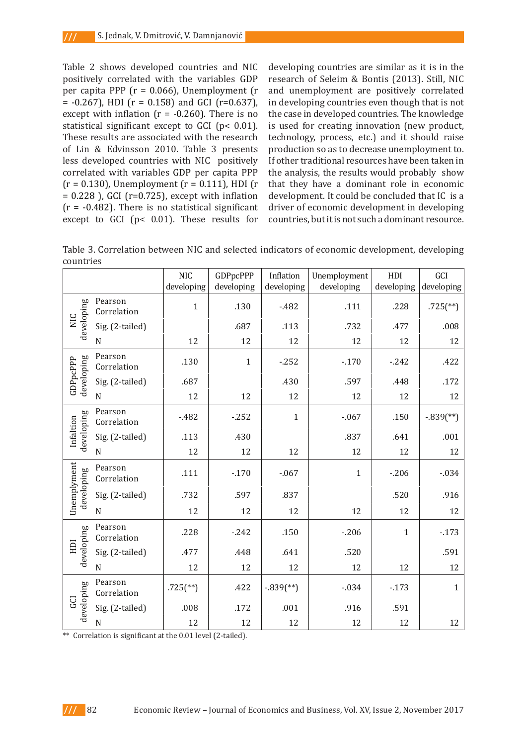Table 2 shows developed countries and NIC positively correlated with the variables GDP per capita PPP (r = 0.066), Unemployment (r = -0.267), HDI (r = 0.158) and GCI (r=0.637), except with inflation (r = -0.260). There is no statistical significant except to GCI (p< 0.01). These results are associated with the research of Lin & Edvinsson 2010. Table 3 presents less developed countries with NIC positively correlated with variables GDP per capita PPP (r = 0.130), Unemployment (r = 0.111), HDI (r = 0.228 ), GCI (r=0.725), except with inflation (r = -0.482). There is no statistical significant except to GCI (p< 0.01). These results for developing countries are similar as it is in the research of Seleim & Bontis (2013). Still, NIC and unemployment are positively correlated in developing countries even though that is not the case in developed countries. The knowledge is used for creating innovation (new product, technology, process, etc.) and it should raise production so as to decrease unemployment to. If other traditional resources have been taken in the analysis, the results would probably show that they have a dominant role in economic development. It could be concluded that IC is a driver of economic development in developing countries, but it is not such a dominant resource.

Table 3. Correlation between NIC and selected indicators of economic development, developing countries

| | | NIC developing | GDPpcPPP developing | Inflation developing | Unemployment developing | HDI developing | GCI developing |
|---|---|---|---|---|---|---|---|
| NIC developing | Pearson Correlation | 1 | .130 | -.482 | .111 | .228 | .725(**) |
| | Sig. (2-tailed) | | .687 | .113 | .732 | .477 | .008 |
| | N | 12 | 12 | 12 | 12 | 12 | 12 |
| GDPpcPPP developing | Pearson Correlation | .130 | 1 | -.252 | -.170 | -.242 | .422 |
| | Sig. (2-tailed) | .687 | | .430 | .597 | .448 | .172 |
| | N | 12 | 12 | 12 | 12 | 12 | 12 |
| Infaltion developing | Pearson Correlation | -.482 | -.252 | 1 | -.067 | .150 | -.839(**) |
| | Sig. (2-tailed) | .113 | .430 | | .837 | .641 | .001 |
| | N | 12 | 12 | 12 | 12 | 12 | 12 |
| Unemplyment developing | Pearson Correlation | .111 | -.170 | -.067 | 1 | -.206 | -.034 |
| | Sig. (2-tailed) | .732 | .597 | .837 | | .520 | .916 |
| | N | 12 | 12 | 12 | 12 | 12 | 12 |
| HDI developing | Pearson Correlation | .228 | -.242 | .150 | -.206 | 1 | -.173 |
| | Sig. (2-tailed) | .477 | .448 | .641 | .520 | | .591 |
| | N | 12 | 12 | 12 | 12 | 12 | 12 |
| GCI developing | Pearson Correlation | .725(**) | .422 | -.839(**) | -.034 | -.173 | 1 |
| | Sig. (2-tailed) | .008 | .172 | .001 | .916 | .591 | |
| | N | 12 | 12 | 12 | 12 | 12 | 12 |

** Correlation is significant at the 0.01 level (2-tailed).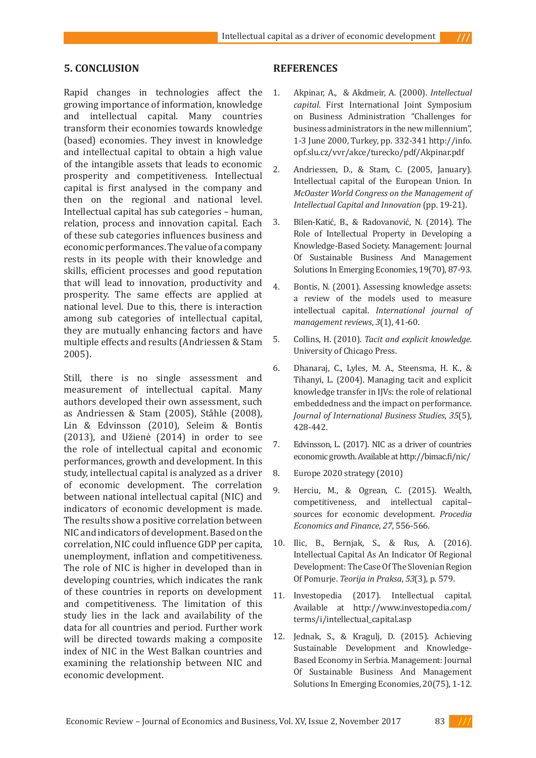## 5. CONCLUSION

Rapid changes in technologies affect the growing importance of information, knowledge and intellectual capital. Many countries transform their economies towards knowledge (based) economies. They invest in knowledge and intellectual capital to obtain a high value of the intangible assets that leads to economic prosperity and competitiveness. Intellectual capital is first analysed in the company and then on the regional and national level. Intellectual capital has sub categories – human, relation, process and innovation capital. Each of these sub categories influences business and economic performances. The value of a company rests in its people with their knowledge and skills, efficient processes and good reputation that will lead to innovation, productivity and prosperity. The same effects are applied at national level. Due to this, there is interaction among sub categories of intellectual capital, they are mutually enhancing factors and have multiple effects and results (Andriessen & Stam 2005).

Still, there is no single assessment and measurement of intellectual capital. Many authors developed their own assessment, such as Andriessen & Stam (2005), Ståhle (2008), Lin & Edvinsson (2010), Seleim & Bontis (2013), and Užienė (2014) in order to see the role of intellectual capital and economic performances, growth and development. In this study, intellectual capital is analyzed as a driver of economic development. The correlation between national intellectual capital (NIC) and indicators of economic development is made. The results show a positive correlation between NIC and indicators of development. Based on the correlation, NIC could influence GDP per capita, unemployment, inflation and competitiveness. The role of NIC is higher in developed than in developing countries, which indicates the rank of these countries in reports on development and competitiveness. The limitation of this study lies in the lack and availability of the data for all countries and period. Further work will be directed towards making a composite index of NIC in the West Balkan countries and examining the relationship between NIC and economic development.

## REFERENCES

1. Akpinar, A., & Akdmeir, A. (2000). *Intellectual capital*. First International Joint Symposium on Business Administration "Challenges for business administrators in the new millennium", 1-3 June 2000, Turkey, pp. 332-341 http://info.opf.slu.cz/vvr/akce/turecko/pdf/Akpinar.pdf
2. Andriessen, D., & Stam, C. (2005, January). Intellectual capital of the European Union. In *McOaster World Congress on the Management of Intellectual Capital and Innovation* (pp. 19-21).
3. Bilen-Katić, B., & Radovanović, N. (2014). The Role of Intellectual Property in Developing a Knowledge-Based Society. Management: Journal Of Sustainable Business And Management Solutions In Emerging Economies, 19(70), 87-93.
4. Bontis, N. (2001). Assessing knowledge assets: a review of the models used to measure intellectual capital. *International journal of management reviews*, *3*(1), 41-60.
5. Collins, H. (2010). *Tacit and explicit knowledge*. University of Chicago Press.
6. Dhanaraj, C., Lyles, M. A., Steensma, H. K., & Tihanyi, L. (2004). Managing tacit and explicit knowledge transfer in IJVs: the role of relational embeddedness and the impact on performance. *Journal of International Business Studies*, *35*(5), 428-442.
7. Edvinsson, L. (2017). NIC as a driver of countries economic growth. Available at http://bimac.fi/nic/
8. Europe 2020 strategy (2010)
9. Herciu, M., & Ogrean, C. (2015). Wealth, competitiveness, and intellectual capital–sources for economic development. *Procedia Economics and Finance*, *27*, 556-566.
10. Ilic, B., Bernjak, S., & Rus, A. (2016). Intellectual Capital As An Indicator Of Regional Development: The Case Of The Slovenian Region Of Pomurje. *Teorija in Praksa*, *53*(3), p. 579.
11. Investopedia (2017). Intellectual capital. Available at http://www.investopedia.com/terms/i/intellectual_capital.asp
12. Jednak, S., & Kragulj, D. (2015). Achieving Sustainable Development and Knowledge-Based Economy in Serbia. Management: Journal Of Sustainable Business And Management Solutions In Emerging Economies, 20(75), 1-12.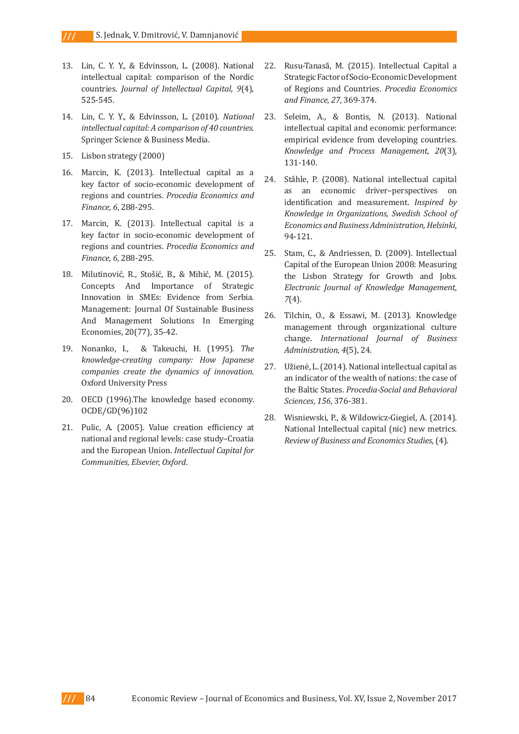13. Lin, C. Y. Y., & Edvinsson, L. (2008). National intellectual capital: comparison of the Nordic countries. *Journal of Intellectual Capital*, *9*(4), 525-545.
14. Lin, C. Y. Y., & Edvinsson, L. (2010). *National intellectual capital: A comparison of 40 countries*. Springer Science & Business Media.
15. Lisbon strategy (2000)
16. Marcin, K. (2013). Intellectual capital as a key factor of socio-economic development of regions and countries. *Procedia Economics and Finance*, *6*, 288-295.
17. Marcin, K. (2013). Intellectual capital is a key factor in socio-economic development of regions and countries. *Procedia Economics and Finance*, *6*, 288-295.
18. Milutinović, R., Stošić, B., & Mihić, M. (2015). Concepts And Importance of Strategic Innovation in SMEs: Evidence from Serbia. Management: Journal Of Sustainable Business And Management Solutions In Emerging Economies, 20(77), 35-42.
19. Nonanko, I., & Takeuchi, H. (1995). *The knowledge-creating company: How Japanese companies create the dynamics of innovation*. Oxford University Press
20. OECD (1996).The knowledge based economy. OCDE/GD(96)102
21. Pulic, A. (2005). Value creation efficiency at national and regional levels: case study–Croatia and the European Union. *Intellectual Capital for Communities, Elsevier, Oxford*.
22. Rusu-Tanasă, M. (2015). Intellectual Capital a Strategic Factor of Socio-Economic Development of Regions and Countries. *Procedia Economics and Finance*, *27*, 369-374.
23. Seleim, A., & Bontis, N. (2013). National intellectual capital and economic performance: empirical evidence from developing countries. *Knowledge and Process Management*, *20*(3), 131-140.
24. Ståhle, P. (2008). National intellectual capital as an economic driver–perspectives on identification and measurement. *Inspired by Knowledge in Organizations, Swedish School of Economics and Business Administration, Helsinki*, 94-121.
25. Stam, C., & Andriessen, D. (2009). Intellectual Capital of the European Union 2008: Measuring the Lisbon Strategy for Growth and Jobs. *Electronic Journal of Knowledge Management*, *7*(4).
26. Tilchin, O., & Essawi, M. (2013). Knowledge management through organizational culture change. *International Journal of Business Administration*, *4*(5), 24.
27. Užienė, L. (2014). National intellectual capital as an indicator of the wealth of nations: the case of the Baltic States. *Procedia-Social and Behavioral Sciences*, *156*, 376-381.
28. Wisniewski, P., & Wildowicz-Giegiel, A. (2014). National Intellectual capital (nic) new metrics. *Review of Business and Economics Studies*, (4).